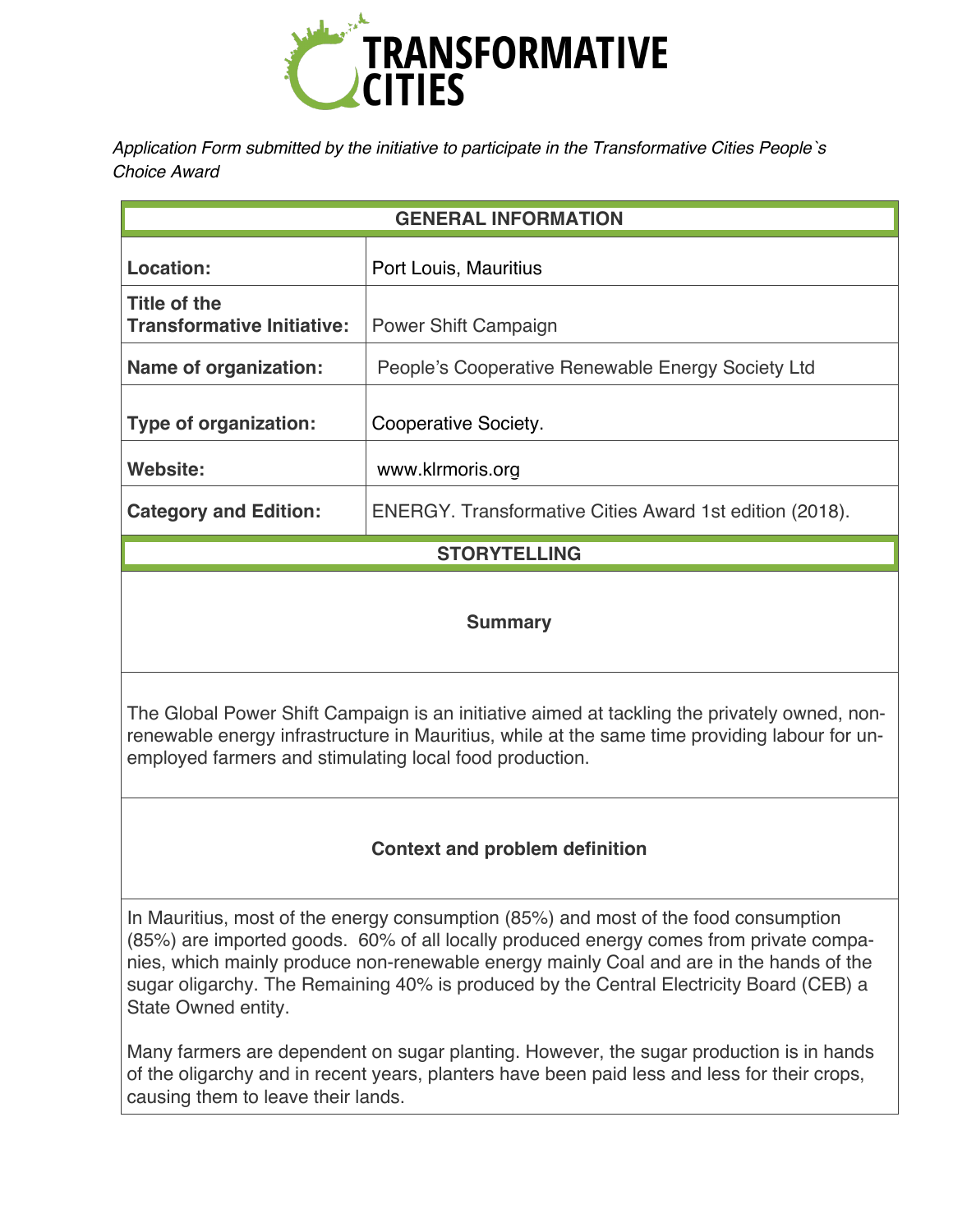# TRANSFORMATIVE CITIES

*Application Form submitted by the initiative to participate in the Transformative Cities People`s Choice Award*

| GENERAL INFORMATION | |
|---|---|
| **Location:** | Port Louis, Mauritius |
| **Title of the Transformative Initiative:** | Power Shift Campaign |
| **Name of organization:** | People's Cooperative Renewable Energy Society Ltd |
| **Type of organization:** | Cooperative Society. |
| **Website:** | www.klrmoris.org |
| **Category and Edition:** | ENERGY. Transformative Cities Award 1st edition (2018). |

## STORYTELLING

### Summary

The Global Power Shift Campaign is an initiative aimed at tackling the privately owned, non-renewable energy infrastructure in Mauritius, while at the same time providing labour for unemployed farmers and stimulating local food production.

### Context and problem definition

In Mauritius, most of the energy consumption (85%) and most of the food consumption (85%) are imported goods. 60% of all locally produced energy comes from private companies, which mainly produce non-renewable energy mainly Coal and are in the hands of the sugar oligarchy. The Remaining 40% is produced by the Central Electricity Board (CEB) a State Owned entity.

Many farmers are dependent on sugar planting. However, the sugar production is in hands of the oligarchy and in recent years, planters have been paid less and less for their crops, causing them to leave their lands.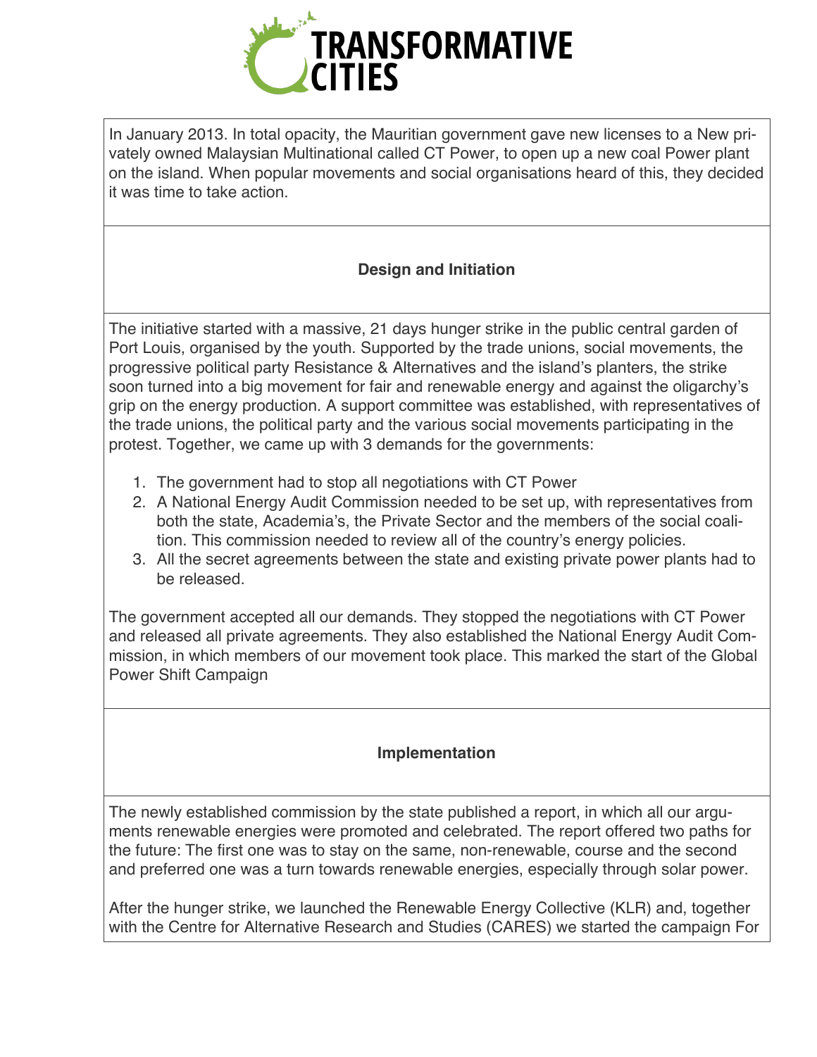In January 2013. In total opacity, the Mauritian government gave new licenses to a New privately owned Malaysian Multinational called CT Power, to open up a new coal Power plant on the island. When popular movements and social organisations heard of this, they decided it was time to take action.

## Design and Initiation

The initiative started with a massive, 21 days hunger strike in the public central garden of Port Louis, organised by the youth. Supported by the trade unions, social movements, the progressive political party Resistance & Alternatives and the island's planters, the strike soon turned into a big movement for fair and renewable energy and against the oligarchy's grip on the energy production. A support committee was established, with representatives of the trade unions, the political party and the various social movements participating in the protest. Together, we came up with 3 demands for the governments:

1. The government had to stop all negotiations with CT Power
2. A National Energy Audit Commission needed to be set up, with representatives from both the state, Academia's, the Private Sector and the members of the social coalition. This commission needed to review all of the country's energy policies.
3. All the secret agreements between the state and existing private power plants had to be released.

The government accepted all our demands. They stopped the negotiations with CT Power and released all private agreements. They also established the National Energy Audit Commission, in which members of our movement took place. This marked the start of the Global Power Shift Campaign

## Implementation

The newly established commission by the state published a report, in which all our arguments renewable energies were promoted and celebrated. The report offered two paths for the future: The first one was to stay on the same, non-renewable, course and the second and preferred one was a turn towards renewable energies, especially through solar power.

After the hunger strike, we launched the Renewable Energy Collective (KLR) and, together with the Centre for Alternative Research and Studies (CARES) we started the campaign For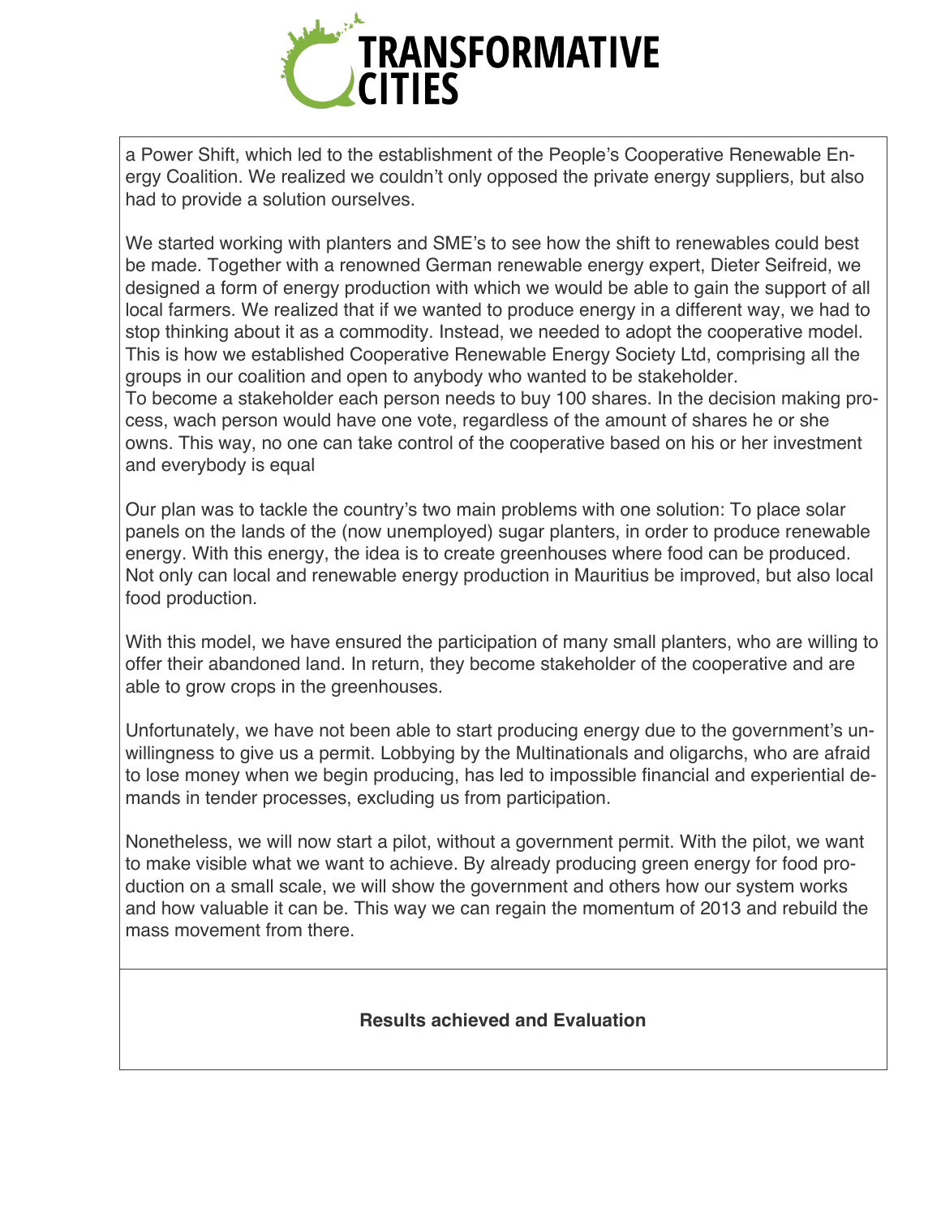a Power Shift, which led to the establishment of the People's Cooperative Renewable Energy Coalition. We realized we couldn't only opposed the private energy suppliers, but also had to provide a solution ourselves.

We started working with planters and SME's to see how the shift to renewables could best be made. Together with a renowned German renewable energy expert, Dieter Seifreid, we designed a form of energy production with which we would be able to gain the support of all local farmers. We realized that if we wanted to produce energy in a different way, we had to stop thinking about it as a commodity. Instead, we needed to adopt the cooperative model. This is how we established Cooperative Renewable Energy Society Ltd, comprising all the groups in our coalition and open to anybody who wanted to be stakeholder.
To become a stakeholder each person needs to buy 100 shares. In the decision making process, wach person would have one vote, regardless of the amount of shares he or she owns. This way, no one can take control of the cooperative based on his or her investment and everybody is equal

Our plan was to tackle the country's two main problems with one solution: To place solar panels on the lands of the (now unemployed) sugar planters, in order to produce renewable energy. With this energy, the idea is to create greenhouses where food can be produced. Not only can local and renewable energy production in Mauritius be improved, but also local food production.

With this model, we have ensured the participation of many small planters, who are willing to offer their abandoned land. In return, they become stakeholder of the cooperative and are able to grow crops in the greenhouses.

Unfortunately, we have not been able to start producing energy due to the government's unwillingness to give us a permit. Lobbying by the Multinationals and oligarchs, who are afraid to lose money when we begin producing, has led to impossible financial and experiential demands in tender processes, excluding us from participation.

Nonetheless, we will now start a pilot, without a government permit. With the pilot, we want to make visible what we want to achieve. By already producing green energy for food production on a small scale, we will show the government and others how our system works and how valuable it can be. This way we can regain the momentum of 2013 and rebuild the mass movement from there.

**Results achieved and Evaluation**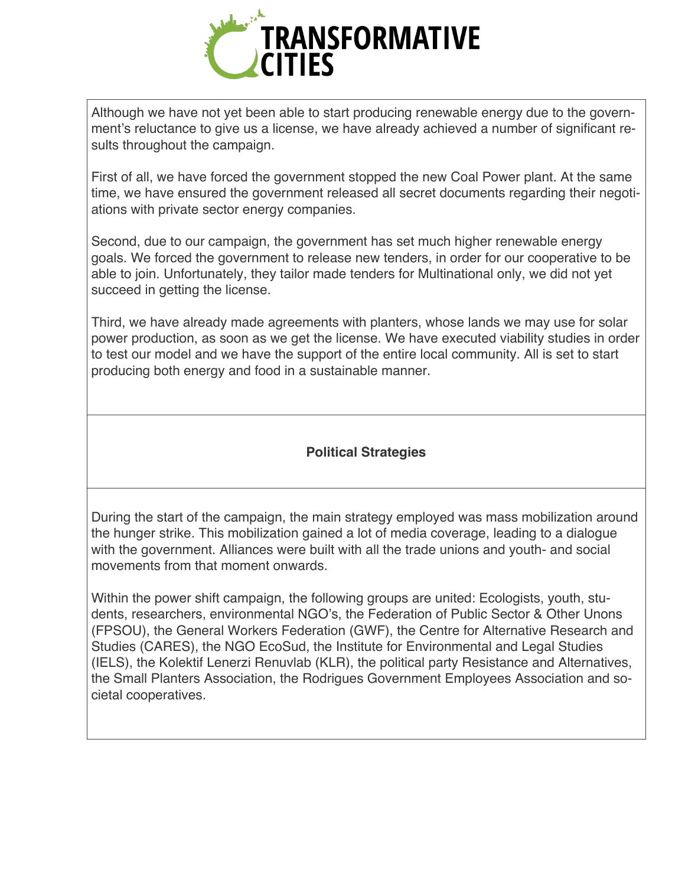Although we have not yet been able to start producing renewable energy due to the government's reluctance to give us a license, we have already achieved a number of significant results throughout the campaign.

First of all, we have forced the government stopped the new Coal Power plant. At the same time, we have ensured the government released all secret documents regarding their negotiations with private sector energy companies.

Second, due to our campaign, the government has set much higher renewable energy goals. We forced the government to release new tenders, in order for our cooperative to be able to join. Unfortunately, they tailor made tenders for Multinational only, we did not yet succeed in getting the license.

Third, we have already made agreements with planters, whose lands we may use for solar power production, as soon as we get the license. We have executed viability studies in order to test our model and we have the support of the entire local community. All is set to start producing both energy and food in a sustainable manner.

## Political Strategies

During the start of the campaign, the main strategy employed was mass mobilization around the hunger strike. This mobilization gained a lot of media coverage, leading to a dialogue with the government. Alliances were built with all the trade unions and youth- and social movements from that moment onwards.

Within the power shift campaign, the following groups are united: Ecologists, youth, students, researchers, environmental NGO's, the Federation of Public Sector & Other Unons (FPSOU), the General Workers Federation (GWF), the Centre for Alternative Research and Studies (CARES), the NGO EcoSud, the Institute for Environmental and Legal Studies (IELS), the Kolektif Lenerzi Renuvlab (KLR), the political party Resistance and Alternatives, the Small Planters Association, the Rodrigues Government Employees Association and societal cooperatives.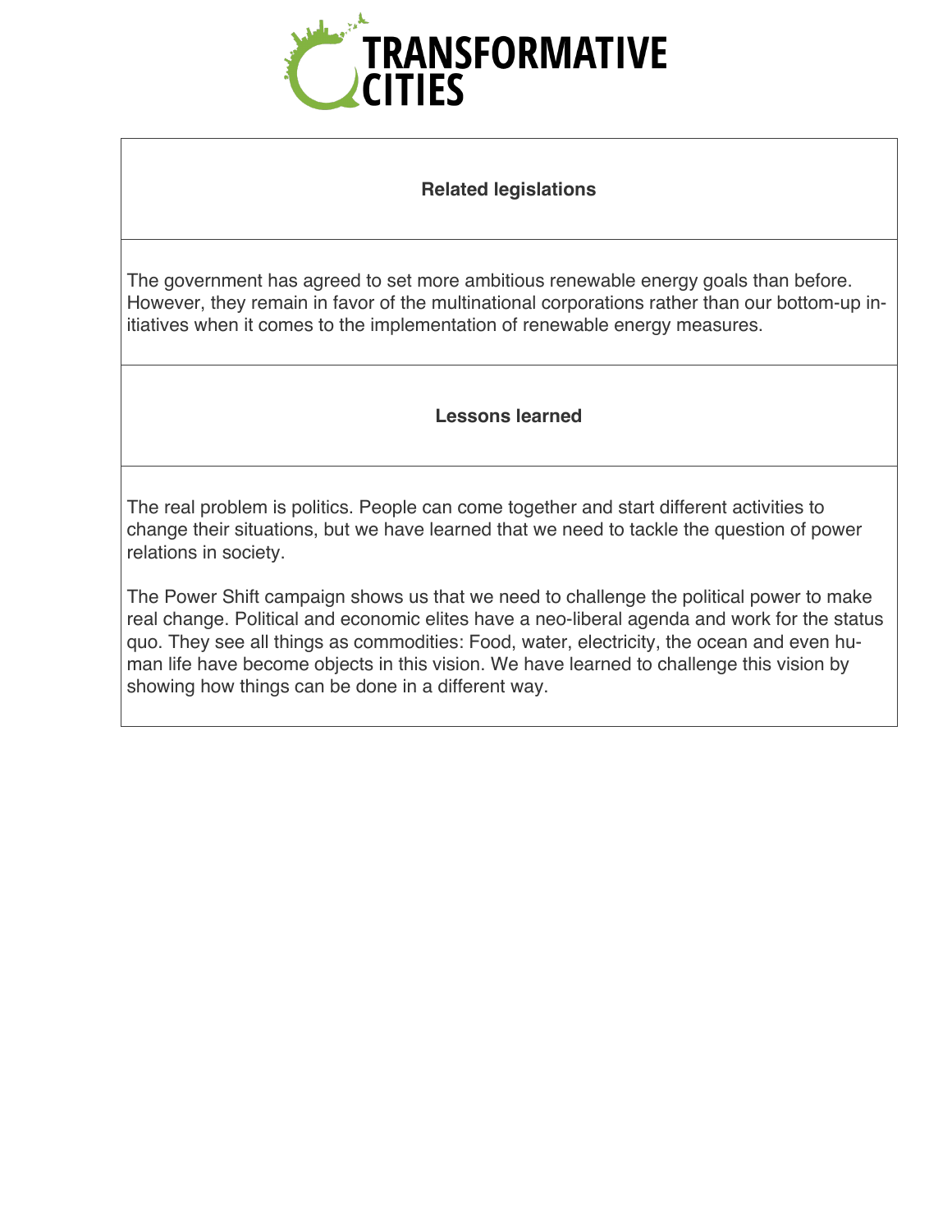## Related legislations

The government has agreed to set more ambitious renewable energy goals than before. However, they remain in favor of the multinational corporations rather than our bottom-up initiatives when it comes to the implementation of renewable energy measures.

## Lessons learned

The real problem is politics. People can come together and start different activities to change their situations, but we have learned that we need to tackle the question of power relations in society.

The Power Shift campaign shows us that we need to challenge the political power to make real change. Political and economic elites have a neo-liberal agenda and work for the status quo. They see all things as commodities: Food, water, electricity, the ocean and even human life have become objects in this vision. We have learned to challenge this vision by showing how things can be done in a different way.